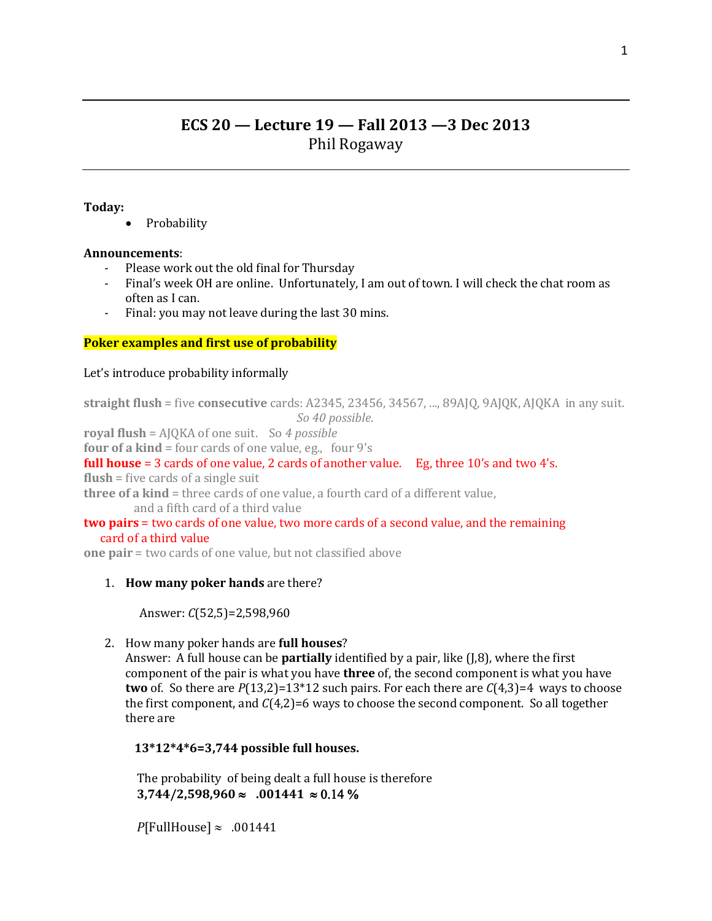# ECS 20 — Lecture 19 — Fall 2013 —3 Dec 2013

Phil Rogaway

**Today:**

- Probability

**Announcements**:

- Please work out the old final for Thursday
- Final's week OH are online. Unfortunately, I am out of town. I will check the chat room as often as I can.
- Final: you may not leave during the last 30 mins.

**Poker examples and first use of probability**

Let's introduce probability informally

**straight flush** = five **consecutive** cards: A2345, 23456, 34567, ..., 89AJQ, 9AJQK, AJQKA in any suit.
*So 40 possible.*
**royal flush** = AJQKA of one suit. So *4 possible*
**four of a kind** = four cards of one value, eg., four 9's
**full house** = 3 cards of one value, 2 cards of another value. Eg, three 10's and two 4's.
**flush** = five cards of a single suit
**three of a kind** = three cards of one value, a fourth card of a different value, and a fifth card of a third value
**two pairs** = two cards of one value, two more cards of a second value, and the remaining card of a third value
**one pair** = two cards of one value, but not classified above

1. **How many poker hands** are there?

   Answer: $C(52,5)$=2,598,960

2. How many poker hands are **full houses**?
   Answer: A full house can be **partially** identified by a pair, like (J,8), where the first component of the pair is what you have **three** of, the second component is what you have **two** of. So there are $P(13,2)=13*12$ such pairs. For each there are $C(4,3)=4$ ways to choose the first component, and $C(4,2)=6$ ways to choose the second component. So all together there are

   **13\*12\*4\*6=3,744 possible full houses.**

   The probability of being dealt a full house is therefore
   **3,744/2,598,960 ≈ .001441 ≈ 0.14 %**

   $P$[FullHouse] ≈ .001441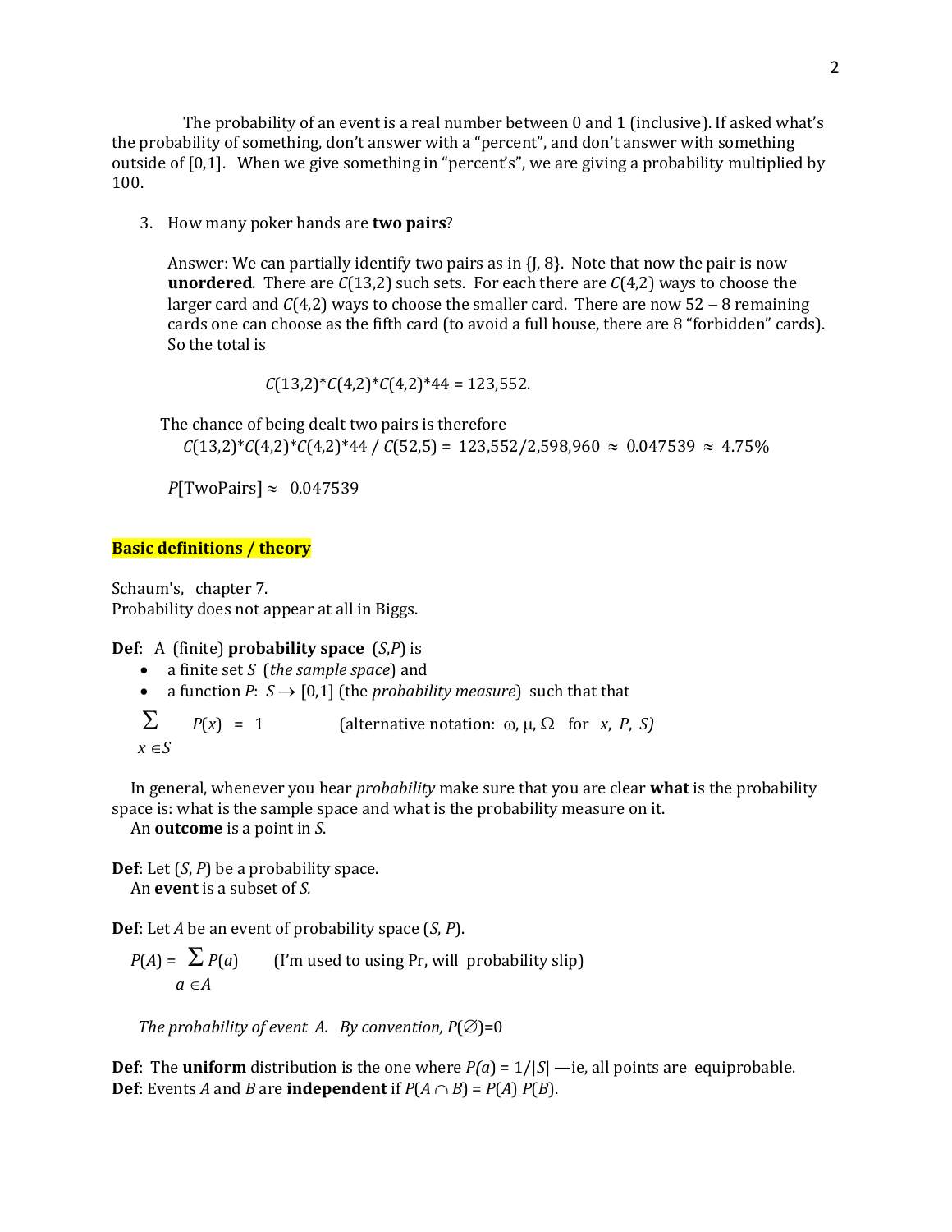The probability of an event is a real number between 0 and 1 (inclusive). If asked what's the probability of something, don't answer with a "percent", and don't answer with something outside of [0,1]. When we give something in "percent's", we are giving a probability multiplied by 100.

3. How many poker hands are **two pairs**?

   Answer: We can partially identify two pairs as in {J, 8}. Note that now the pair is now **unordered**. There are $C(13,2)$ such sets. For each there are $C(4,2)$ ways to choose the larger card and $C(4,2)$ ways to choose the smaller card. There are now 52 – 8 remaining cards one can choose as the fifth card (to avoid a full house, there are 8 "forbidden" cards). So the total is

   $$C(13,2)*C(4,2)*C(4,2)*44 = 123{,}552.$$

   The chance of being dealt two pairs is therefore
   $C(13,2)*C(4,2)*C(4,2)*44 \,/\, C(52,5) = 123{,}552/2{,}598{,}960 \approx 0.047539 \approx 4.75\%$

   $P[\text{TwoPairs}] \approx 0.047539$

**Basic definitions / theory**

Schaum's, chapter 7.
Probability does not appear at all in Biggs.

**Def**: A (finite) **probability space** $(S,P)$ is

- a finite set $S$ (*the sample space*) and
- a function $P$: $S \rightarrow [0,1]$ (the *probability measure*) such that that

$$\sum_{x \in S} P(x) = 1 \qquad \text{(alternative notation: } \omega, \mu, \Omega \text{ for } x, P, S\text{)}$$

In general, whenever you hear *probability* make sure that you are clear **what** is the probability space is: what is the sample space and what is the probability measure on it.
An **outcome** is a point in $S$.

**Def**: Let $(S, P)$ be a probability space.
An **event** is a subset of $S$.

**Def**: Let $A$ be an event of probability space $(S, P)$.

$$P(A) = \sum_{a \in A} P(a) \qquad \text{(I'm used to using Pr, will probability slip)}$$

*The probability of event A. By convention,* $P(\emptyset)=0$

**Def**: The **uniform** distribution is the one where $P(a) = 1/|S|$ —ie, all points are equiprobable.
**Def**: Events $A$ and $B$ are **independent** if $P(A \cap B) = P(A)\, P(B)$.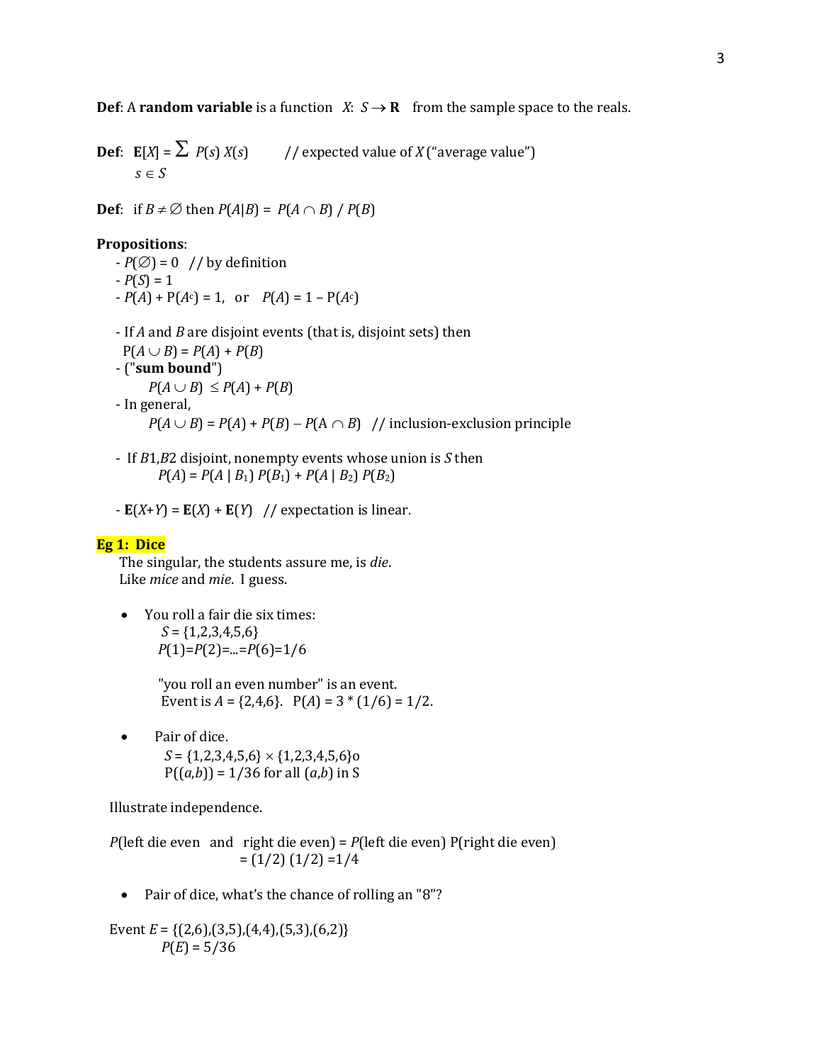**Def**: A **random variable** is a function $X: S \rightarrow \mathbf{R}$ from the sample space to the reals.

**Def**: $\mathbf{E}[X] = \sum_{s \in S} P(s)\, X(s)$ // expected value of $X$ ("average value")

**Def**: if $B \neq \varnothing$ then $P(A|B) = P(A \cap B) / P(B)$

**Propositions**:

- $P(\varnothing) = 0$ // by definition
- $P(S) = 1$
- $P(A) + P(A^c) = 1$, or $P(A) = 1 - P(A^c)$

- If $A$ and $B$ are disjoint events (that is, disjoint sets) then $P(A \cup B) = P(A) + P(B)$
- ("**sum bound**")
  $P(A \cup B) \leq P(A) + P(B)$
- In general,
  $P(A \cup B) = P(A) + P(B) - P(A \cap B)$ // inclusion-exclusion principle

- If $B1$,$B2$ disjoint, nonempty events whose union is $S$ then
  $P(A) = P(A \mid B_1)\, P(B_1) + P(A \mid B_2)\, P(B_2)$

- $\mathbf{E}(X+Y) = \mathbf{E}(X) + \mathbf{E}(Y)$ // expectation is linear.

**Eg 1: Dice**

The singular, the students assure me, is *die*.
Like *mice* and *mie*. I guess.

- You roll a fair die six times:
  $S = \{1,2,3,4,5,6\}$
  $P(1)=P(2)=...=P(6)=1/6$

  "you roll an even number" is an event.
  Event is $A = \{2,4,6\}$. $P(A) = 3 * (1/6) = 1/2$.

- Pair of dice.
  $S = \{1,2,3,4,5,6\} \times \{1,2,3,4,5,6\}$o
  $P((a,b)) = 1/36$ for all $(a,b)$ in S

Illustrate independence.

$P$(left die even and right die even) = $P$(left die even) P(right die even)
= (1/2) (1/2) =1/4

- Pair of dice, what's the chance of rolling an "8"?

Event $E = \{(2,6),(3,5),(4,4),(5,3),(6,2)\}$
$P(E) = 5/36$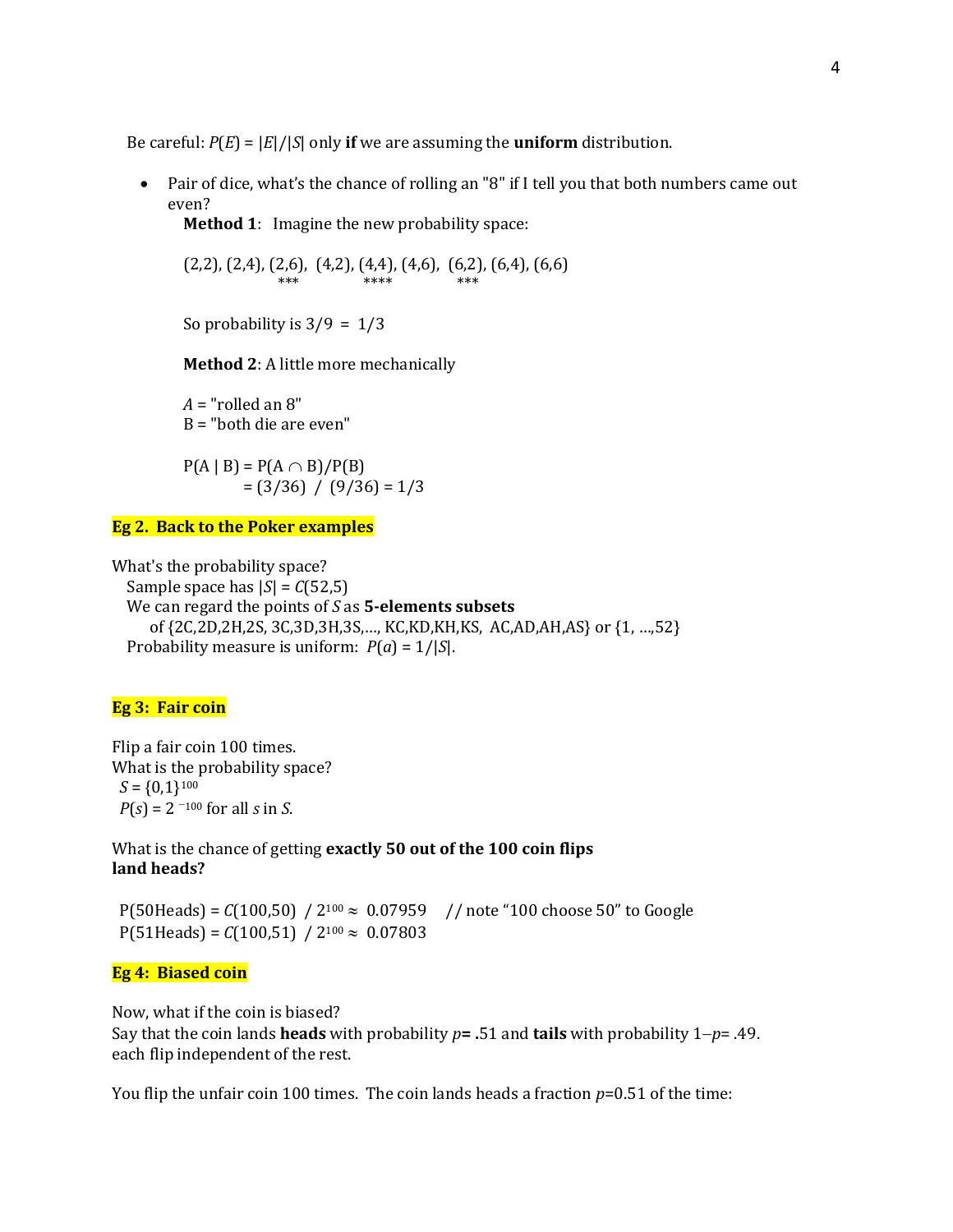Be careful: $P(E) = |E|/|S|$ only **if** we are assuming the **uniform** distribution.

- Pair of dice, what's the chance of rolling an "8" if I tell you that both numbers came out even?

  **Method 1**: Imagine the new probability space:

  (2,2), (2,4), (2,6), (4,2), (4,4), (4,6), (6,2), (6,4), (6,6)
  (the outcomes (2,6), (4,4), (6,2) are marked with asterisks)

  So probability is 3/9 = 1/3

  **Method 2**: A little more mechanically

  $A$ = "rolled an 8"
  B = "both die are even"

  $P(A \mid B) = P(A \cap B)/P(B)$
  $= (3/36) \ / \ (9/36) = 1/3$

## Eg 2. Back to the Poker examples

What's the probability space?
Sample space has $|S| = C(52,5)$
We can regard the points of $S$ as **5-elements subsets** of {2C,2D,2H,2S, 3C,3D,3H,3S,…, KC,KD,KH,KS, AC,AD,AH,AS} or {1, …,52}
Probability measure is uniform: $P(a) = 1/|S|$.

## Eg 3: Fair coin

Flip a fair coin 100 times.
What is the probability space?
$S = \{0,1\}^{100}$
$P(s) = 2^{-100}$ for all $s$ in $S$.

What is the chance of getting **exactly 50 out of the 100 coin flips land heads?**

$P(\text{50Heads}) = C(100,50) \ / \ 2^{100} \approx 0.07959$ // note "100 choose 50" to Google
$P(\text{51Heads}) = C(100,51) \ / \ 2^{100} \approx 0.07803$

## Eg 4: Biased coin

Now, what if the coin is biased?
Say that the coin lands **heads** with probability $p$**= .**51 and **tails** with probability $1-p$= .49.
each flip independent of the rest.

You flip the unfair coin 100 times. The coin lands heads a fraction $p$=0.51 of the time: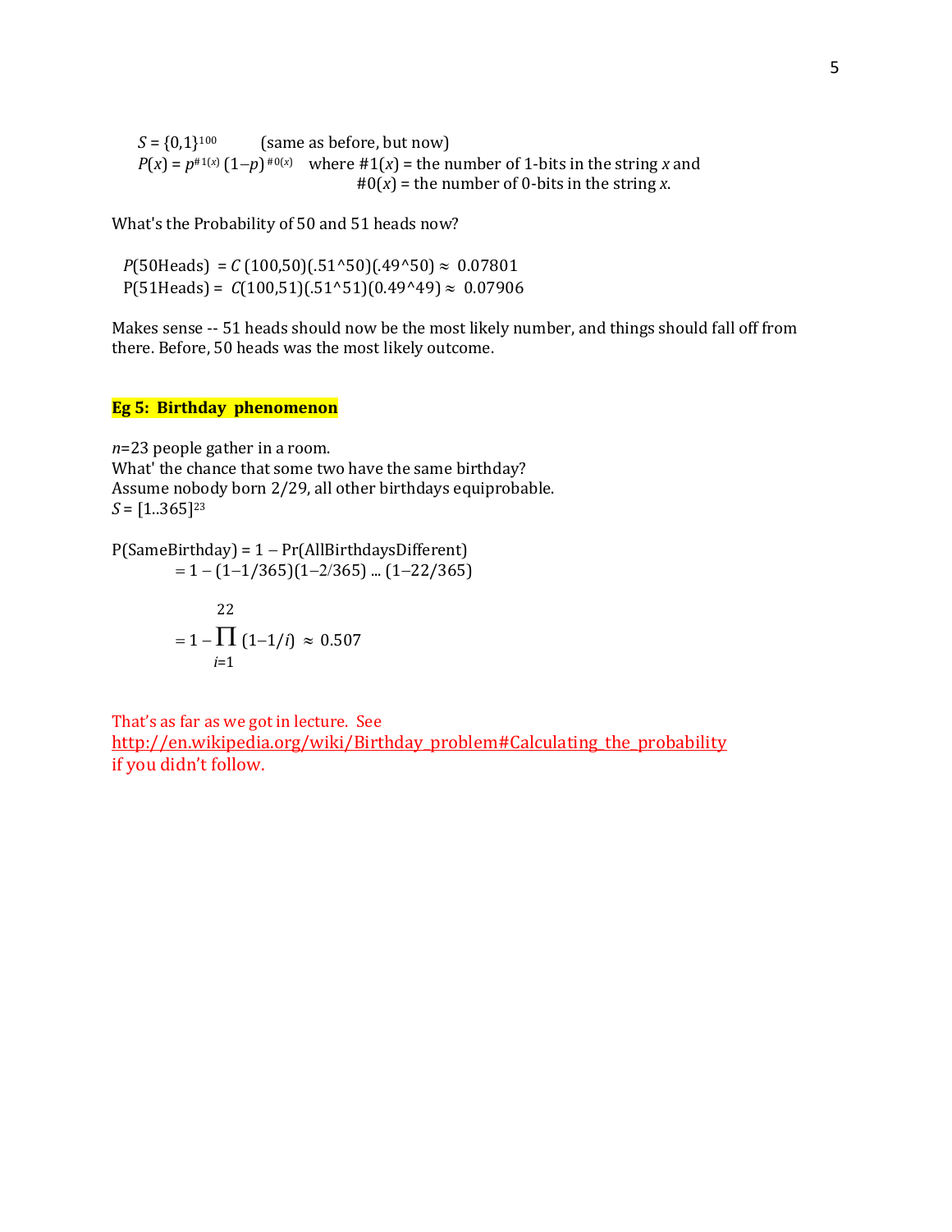$S = \{0,1\}^{100}$ (same as before, but now)

$P(x) = p^{\#1(x)}(1-p)^{\#0(x)}$ where $\#1(x)$ = the number of 1-bits in the string $x$ and $\#0(x)$ = the number of 0-bits in the string $x$.

What's the Probability of 50 and 51 heads now?

$P(\text{50Heads}) = C(100,50)(.51\text{^}50)(.49\text{^}50) \approx 0.07801$

$P(\text{51Heads}) = C(100,51)(.51\text{^}51)(0.49\text{^}49) \approx 0.07906$

Makes sense -- 51 heads should now be the most likely number, and things should fall off from there. Before, 50 heads was the most likely outcome.

**Eg 5: Birthday phenomenon**

$n$=23 people gather in a room.
What' the chance that some two have the same birthday?
Assume nobody born 2/29, all other birthdays equiprobable.
$S = [1..365]^{23}$

P(SameBirthday) = 1 – Pr(AllBirthdaysDifferent)

$$= 1 - (1-1/365)(1-2/365) \ldots (1-22/365)$$

$$= 1 - \prod_{i=1}^{22} (1-1/i) \approx 0.507$$

That's as far as we got in lecture. See
http://en.wikipedia.org/wiki/Birthday_problem#Calculating_the_probability
if you didn't follow.